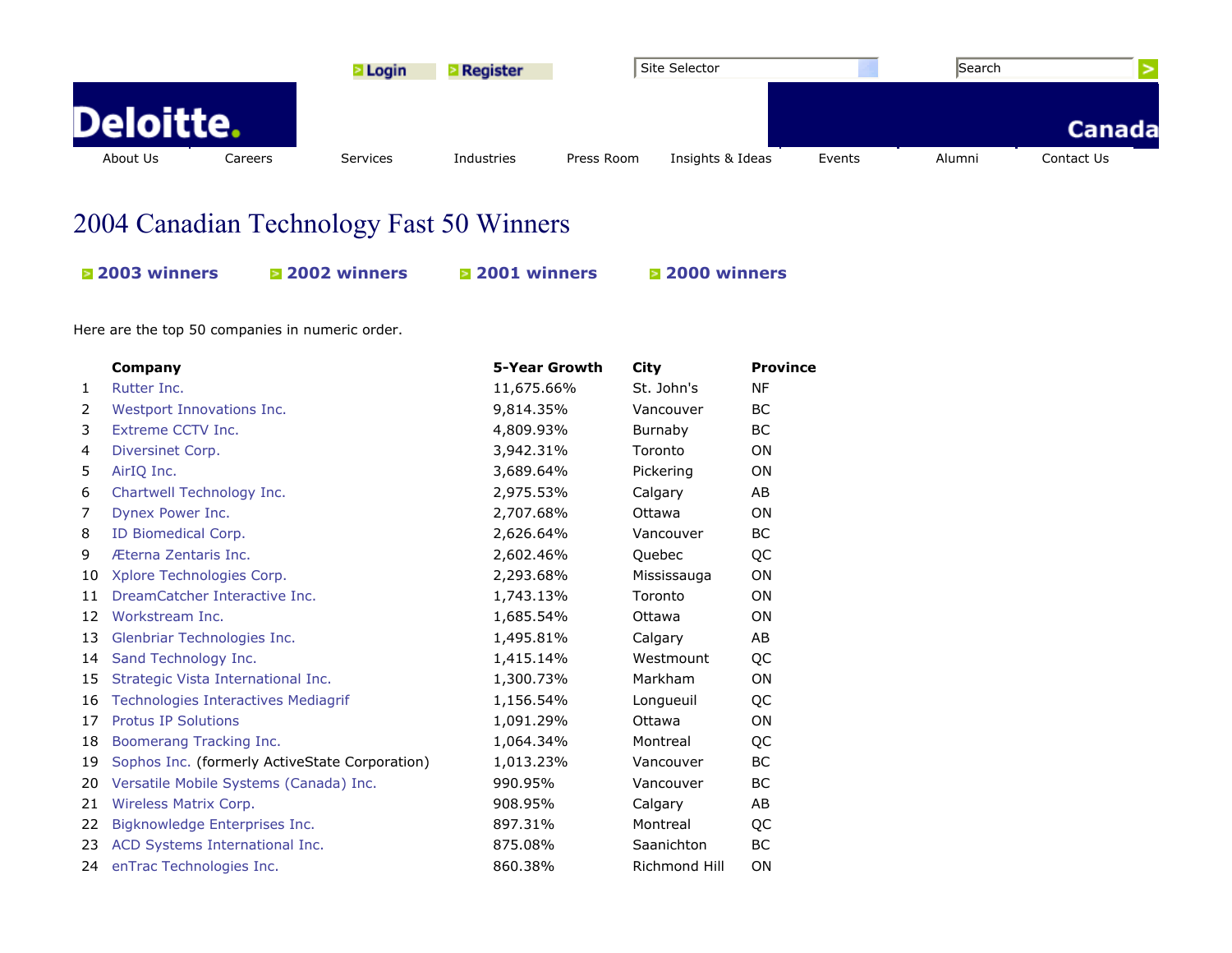Login Register

Site Selector

Search

Deloitte.

Canada

About Us | Careers | Services | Industries | Press Room | Insights & Ideas | Events | Alumni | Contact Us

# 2004 Canadian Technology Fast 50 Winners

2003 winners | 2002 winners | 2001 winners | 2000 winners

Here are the top 50 companies in numeric order.

| | Company | 5-Year Growth | City | Province |
|---|---|---|---|---|
| 1 | Rutter Inc. | 11,675.66% | St. John's | NF |
| 2 | Westport Innovations Inc. | 9,814.35% | Vancouver | BC |
| 3 | Extreme CCTV Inc. | 4,809.93% | Burnaby | BC |
| 4 | Diversinet Corp. | 3,942.31% | Toronto | ON |
| 5 | AirIQ Inc. | 3,689.64% | Pickering | ON |
| 6 | Chartwell Technology Inc. | 2,975.53% | Calgary | AB |
| 7 | Dynex Power Inc. | 2,707.68% | Ottawa | ON |
| 8 | ID Biomedical Corp. | 2,626.64% | Vancouver | BC |
| 9 | Æterna Zentaris Inc. | 2,602.46% | Quebec | QC |
| 10 | Xplore Technologies Corp. | 2,293.68% | Mississauga | ON |
| 11 | DreamCatcher Interactive Inc. | 1,743.13% | Toronto | ON |
| 12 | Workstream Inc. | 1,685.54% | Ottawa | ON |
| 13 | Glenbriar Technologies Inc. | 1,495.81% | Calgary | AB |
| 14 | Sand Technology Inc. | 1,415.14% | Westmount | QC |
| 15 | Strategic Vista International Inc. | 1,300.73% | Markham | ON |
| 16 | Technologies Interactives Mediagrif | 1,156.54% | Longueuil | QC |
| 17 | Protus IP Solutions | 1,091.29% | Ottawa | ON |
| 18 | Boomerang Tracking Inc. | 1,064.34% | Montreal | QC |
| 19 | Sophos Inc. (formerly ActiveState Corporation) | 1,013.23% | Vancouver | BC |
| 20 | Versatile Mobile Systems (Canada) Inc. | 990.95% | Vancouver | BC |
| 21 | Wireless Matrix Corp. | 908.95% | Calgary | AB |
| 22 | Bigknowledge Enterprises Inc. | 897.31% | Montreal | QC |
| 23 | ACD Systems International Inc. | 875.08% | Saanichton | BC |
| 24 | enTrac Technologies Inc. | 860.38% | Richmond Hill | ON |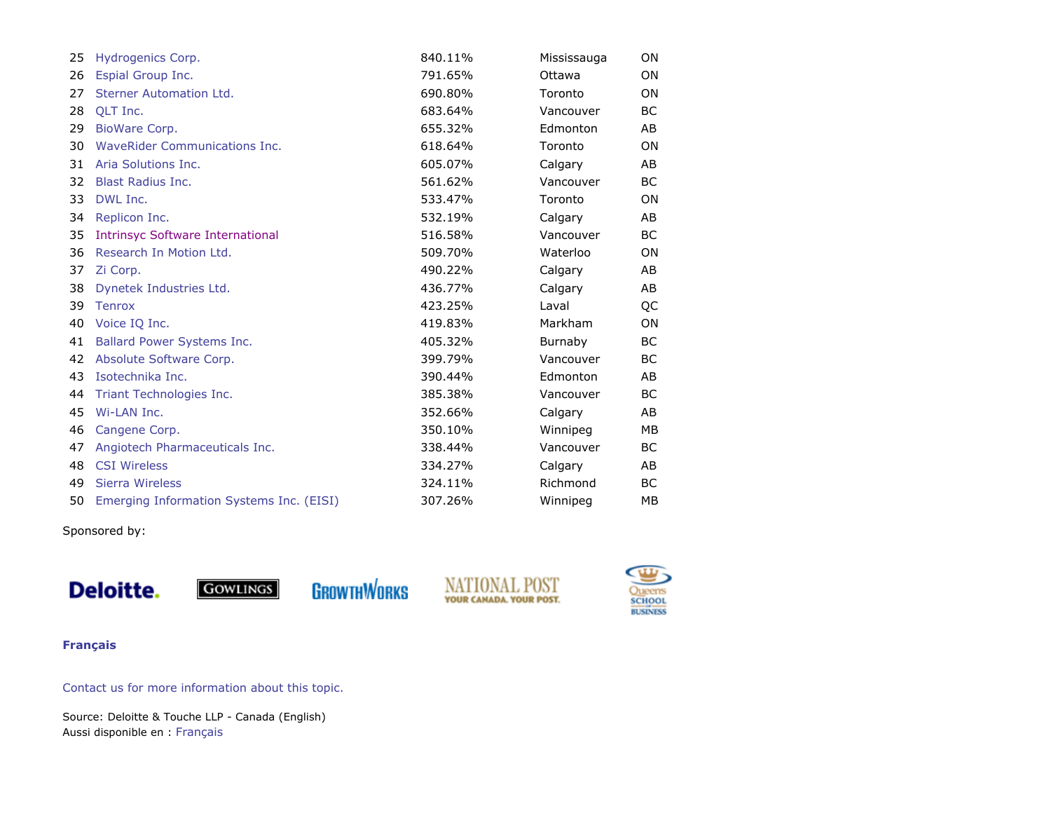| | | | | |
|---|---|---|---|---|
| 25 | Hydrogenics Corp. | 840.11% | Mississauga | ON |
| 26 | Espial Group Inc. | 791.65% | Ottawa | ON |
| 27 | Sterner Automation Ltd. | 690.80% | Toronto | ON |
| 28 | QLT Inc. | 683.64% | Vancouver | BC |
| 29 | BioWare Corp. | 655.32% | Edmonton | AB |
| 30 | WaveRider Communications Inc. | 618.64% | Toronto | ON |
| 31 | Aria Solutions Inc. | 605.07% | Calgary | AB |
| 32 | Blast Radius Inc. | 561.62% | Vancouver | BC |
| 33 | DWL Inc. | 533.47% | Toronto | ON |
| 34 | Replicon Inc. | 532.19% | Calgary | AB |
| 35 | Intrinsyc Software International | 516.58% | Vancouver | BC |
| 36 | Research In Motion Ltd. | 509.70% | Waterloo | ON |
| 37 | Zi Corp. | 490.22% | Calgary | AB |
| 38 | Dynetek Industries Ltd. | 436.77% | Calgary | AB |
| 39 | Tenrox | 423.25% | Laval | QC |
| 40 | Voice IQ Inc. | 419.83% | Markham | ON |
| 41 | Ballard Power Systems Inc. | 405.32% | Burnaby | BC |
| 42 | Absolute Software Corp. | 399.79% | Vancouver | BC |
| 43 | Isotechnika Inc. | 390.44% | Edmonton | AB |
| 44 | Triant Technologies Inc. | 385.38% | Vancouver | BC |
| 45 | Wi-LAN Inc. | 352.66% | Calgary | AB |
| 46 | Cangene Corp. | 350.10% | Winnipeg | MB |
| 47 | Angiotech Pharmaceuticals Inc. | 338.44% | Vancouver | BC |
| 48 | CSI Wireless | 334.27% | Calgary | AB |
| 49 | Sierra Wireless | 324.11% | Richmond | BC |
| 50 | Emerging Information Systems Inc. (EISI) | 307.26% | Winnipeg | MB |

Sponsored by:

Deloitte. GOWLINGS GROWTHWORKS NATIONAL POST YOUR CANADA. YOUR POST. Queens SCHOOL OF BUSINESS

**Français**

Contact us for more information about this topic.

Source: Deloitte & Touche LLP - Canada (English)
Aussi disponible en : Français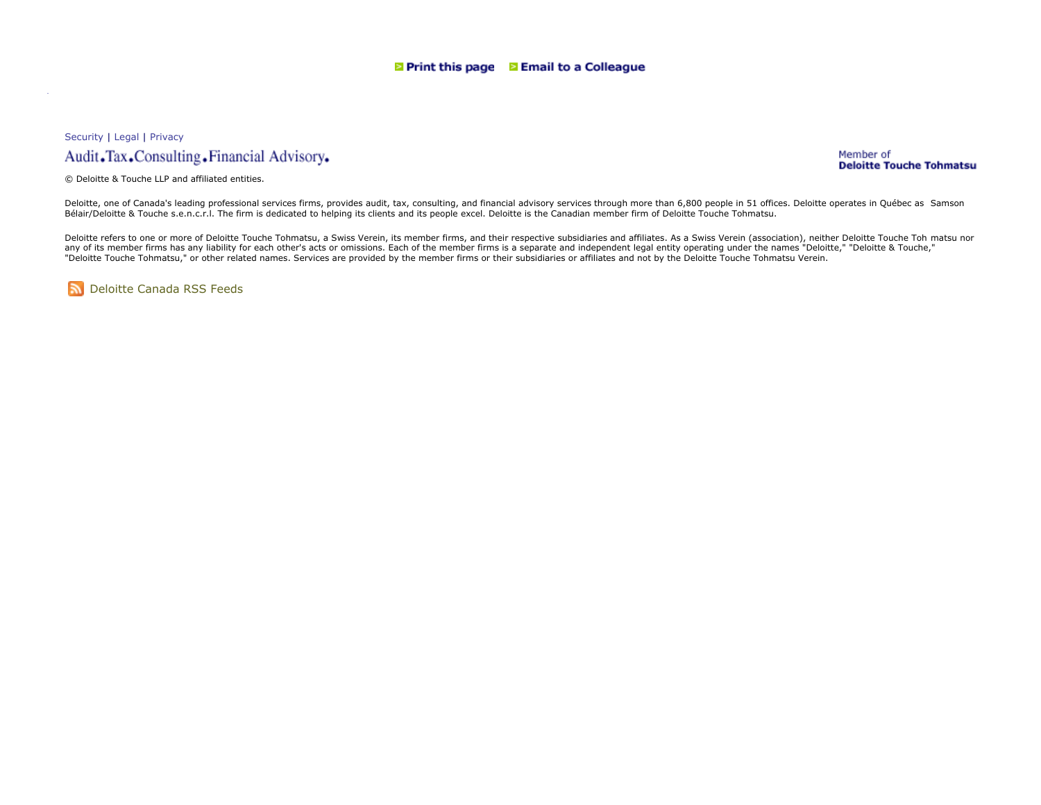Print this page    Email to a Colleague

Security | Legal | Privacy

Audit.Tax.Consulting.Financial Advisory.

Member of
**Deloitte Touche Tohmatsu**

© Deloitte & Touche LLP and affiliated entities.

Deloitte, one of Canada's leading professional services firms, provides audit, tax, consulting, and financial advisory services through more than 6,800 people in 51 offices. Deloitte operates in Québec as Samson Bélair/Deloitte & Touche s.e.n.c.r.l. The firm is dedicated to helping its clients and its people excel. Deloitte is the Canadian member firm of Deloitte Touche Tohmatsu.

Deloitte refers to one or more of Deloitte Touche Tohmatsu, a Swiss Verein, its member firms, and their respective subsidiaries and affiliates. As a Swiss Verein (association), neither Deloitte Touche Toh matsu nor any of its member firms has any liability for each other's acts or omissions. Each of the member firms is a separate and independent legal entity operating under the names "Deloitte," "Deloitte & Touche," "Deloitte Touche Tohmatsu," or other related names. Services are provided by the member firms or their subsidiaries or affiliates and not by the Deloitte Touche Tohmatsu Verein.

Deloitte Canada RSS Feeds